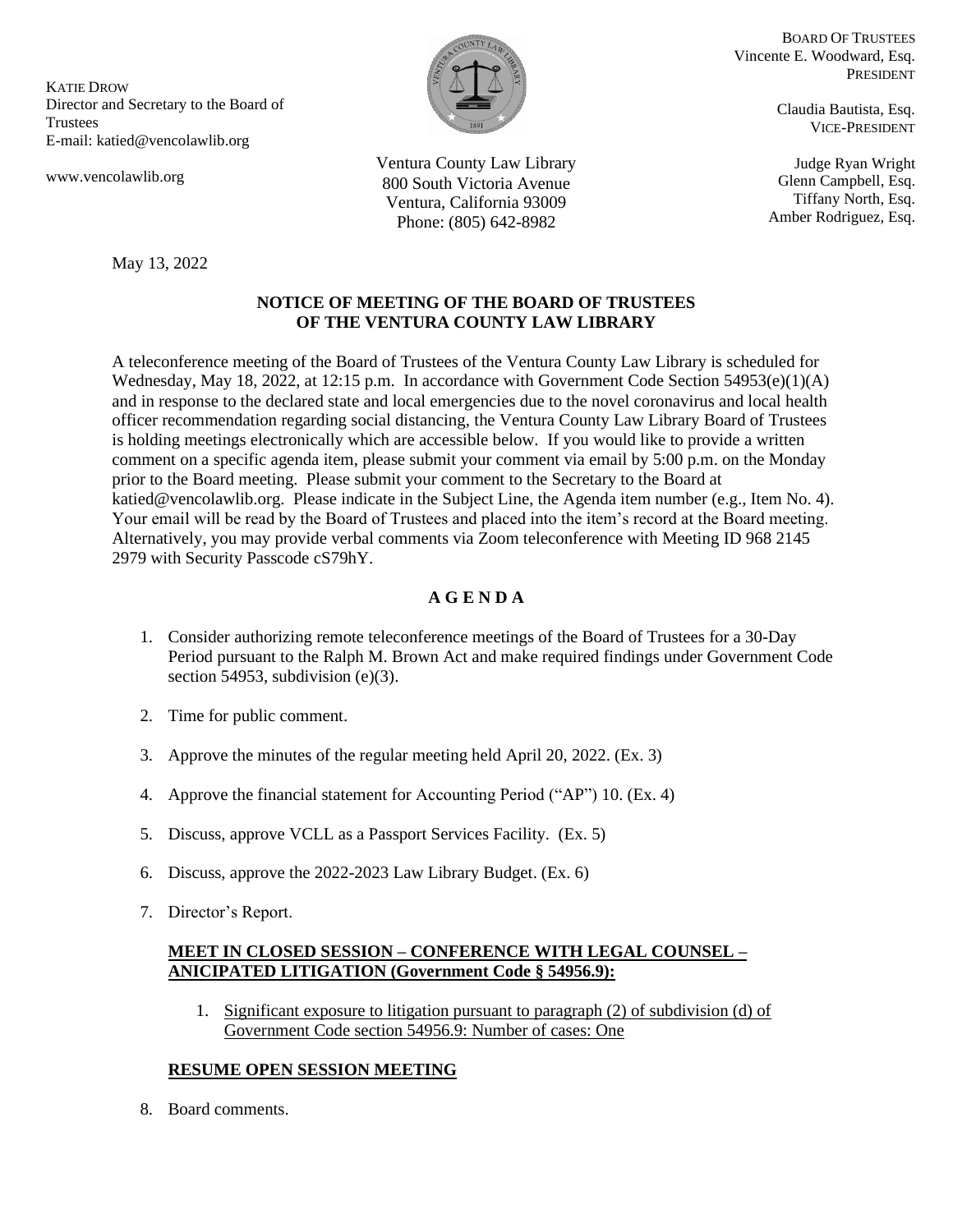KATIE DROW
Director and Secretary to the Board of Trustees
E-mail: katied@vencolawlib.org

www.vencolawlib.org

Ventura County Law Library
800 South Victoria Avenue
Ventura, California 93009
Phone: (805) 642-8982

BOARD OF TRUSTEES
Vincente E. Woodward, Esq.
PRESIDENT

Claudia Bautista, Esq.
VICE-PRESIDENT

Judge Ryan Wright
Glenn Campbell, Esq.
Tiffany North, Esq.
Amber Rodriguez, Esq.

May 13, 2022

**NOTICE OF MEETING OF THE BOARD OF TRUSTEES
OF THE VENTURA COUNTY LAW LIBRARY**

A teleconference meeting of the Board of Trustees of the Ventura County Law Library is scheduled for Wednesday, May 18, 2022, at 12:15 p.m. In accordance with Government Code Section 54953(e)(1)(A) and in response to the declared state and local emergencies due to the novel coronavirus and local health officer recommendation regarding social distancing, the Ventura County Law Library Board of Trustees is holding meetings electronically which are accessible below. If you would like to provide a written comment on a specific agenda item, please submit your comment via email by 5:00 p.m. on the Monday prior to the Board meeting. Please submit your comment to the Secretary to the Board at katied@vencolawlib.org. Please indicate in the Subject Line, the Agenda item number (e.g., Item No. 4). Your email will be read by the Board of Trustees and placed into the item's record at the Board meeting. Alternatively, you may provide verbal comments via Zoom teleconference with Meeting ID 968 2145 2979 with Security Passcode cS79hY.

**A G E N D A**

1. Consider authorizing remote teleconference meetings of the Board of Trustees for a 30-Day Period pursuant to the Ralph M. Brown Act and make required findings under Government Code section 54953, subdivision (e)(3).
2. Time for public comment.
3. Approve the minutes of the regular meeting held April 20, 2022. (Ex. 3)
4. Approve the financial statement for Accounting Period ("AP") 10. (Ex. 4)
5. Discuss, approve VCLL as a Passport Services Facility. (Ex. 5)
6. Discuss, approve the 2022-2023 Law Library Budget. (Ex. 6)
7. Director's Report.

**MEET IN CLOSED SESSION – CONFERENCE WITH LEGAL COUNSEL – ANICIPATED LITIGATION (Government Code § 54956.9):**

1. Significant exposure to litigation pursuant to paragraph (2) of subdivision (d) of Government Code section 54956.9: Number of cases: One

**RESUME OPEN SESSION MEETING**

8. Board comments.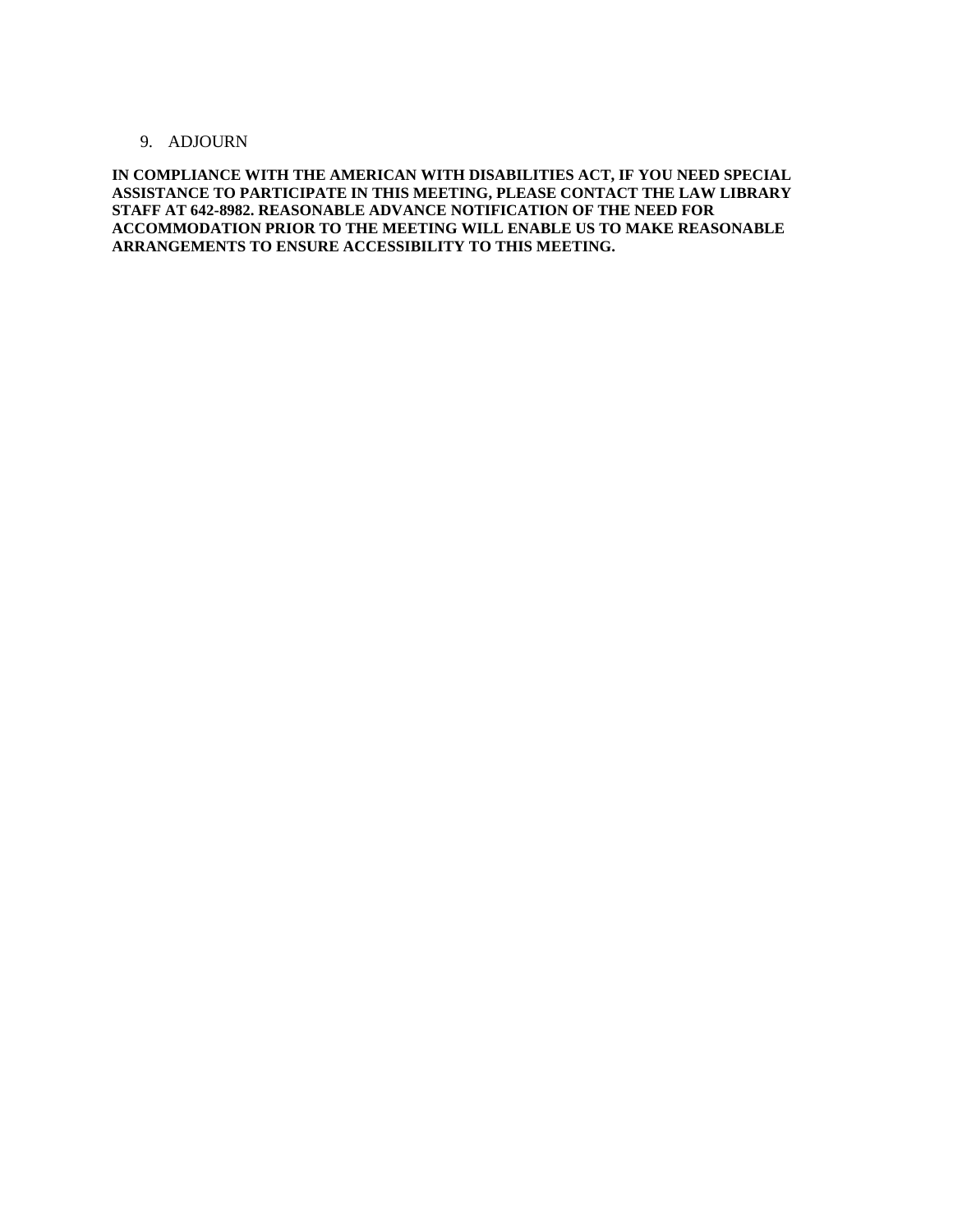9. ADJOURN

**IN COMPLIANCE WITH THE AMERICAN WITH DISABILITIES ACT, IF YOU NEED SPECIAL ASSISTANCE TO PARTICIPATE IN THIS MEETING, PLEASE CONTACT THE LAW LIBRARY STAFF AT 642-8982. REASONABLE ADVANCE NOTIFICATION OF THE NEED FOR ACCOMMODATION PRIOR TO THE MEETING WILL ENABLE US TO MAKE REASONABLE ARRANGEMENTS TO ENSURE ACCESSIBILITY TO THIS MEETING.**